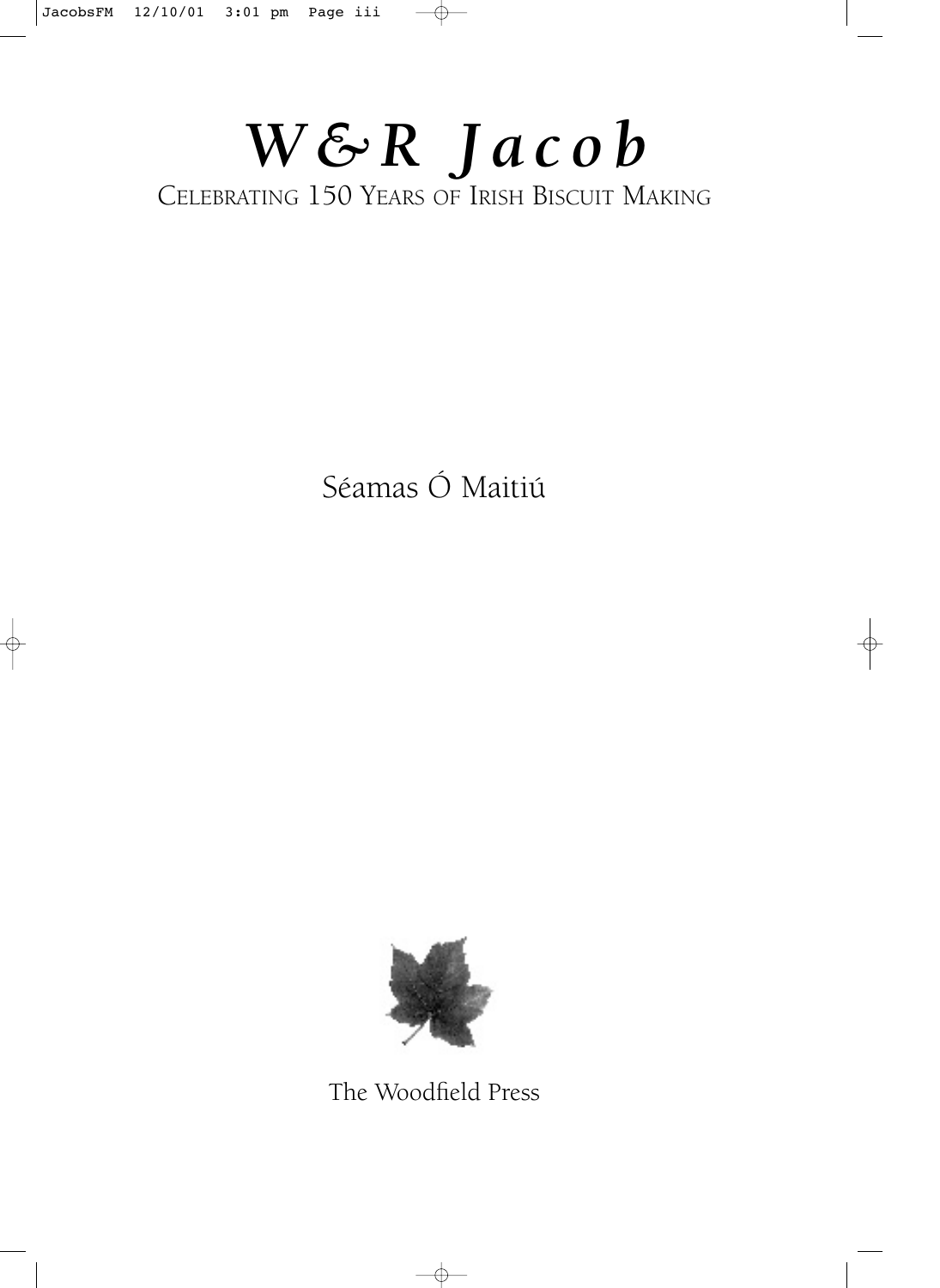# *W&R Jacob*

CELEBRATING 150 YEARS OF IRISH BISCUIT MAKING

Séamas Ó Maitiú

The Woodfield Press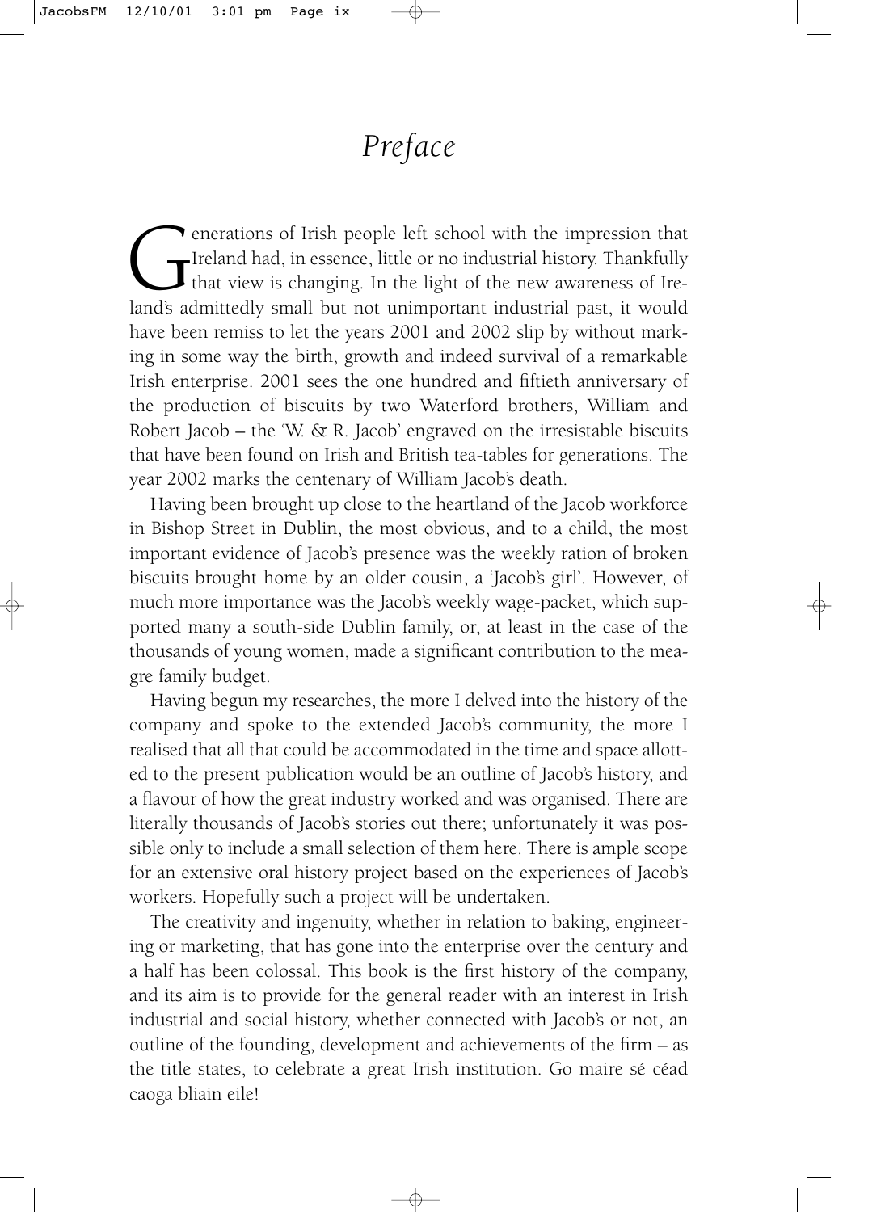# *Preface*

Generations of Irish people left school with the impression that Ireland had, in essence, little or no industrial history. Thankfully that view is changing. In the light of the new awareness of Ireland's admittedly small but not unimportant industrial past, it would have been remiss to let the years 2001 and 2002 slip by without marking in some way the birth, growth and indeed survival of a remarkable Irish enterprise. 2001 sees the one hundred and fiftieth anniversary of the production of biscuits by two Waterford brothers, William and Robert Jacob – the 'W. & R. Jacob' engraved on the irresistable biscuits that have been found on Irish and British tea-tables for generations. The year 2002 marks the centenary of William Jacob's death.

Having been brought up close to the heartland of the Jacob workforce in Bishop Street in Dublin, the most obvious, and to a child, the most important evidence of Jacob's presence was the weekly ration of broken biscuits brought home by an older cousin, a 'Jacob's girl'. However, of much more importance was the Jacob's weekly wage-packet, which supported many a south-side Dublin family, or, at least in the case of the thousands of young women, made a significant contribution to the meagre family budget.

Having begun my researches, the more I delved into the history of the company and spoke to the extended Jacob's community, the more I realised that all that could be accommodated in the time and space allotted to the present publication would be an outline of Jacob's history, and a flavour of how the great industry worked and was organised. There are literally thousands of Jacob's stories out there; unfortunately it was possible only to include a small selection of them here. There is ample scope for an extensive oral history project based on the experiences of Jacob's workers. Hopefully such a project will be undertaken.

The creativity and ingenuity, whether in relation to baking, engineering or marketing, that has gone into the enterprise over the century and a half has been colossal. This book is the first history of the company, and its aim is to provide for the general reader with an interest in Irish industrial and social history, whether connected with Jacob's or not, an outline of the founding, development and achievements of the firm – as the title states, to celebrate a great Irish institution. Go maire sé céad caoga bliain eile!